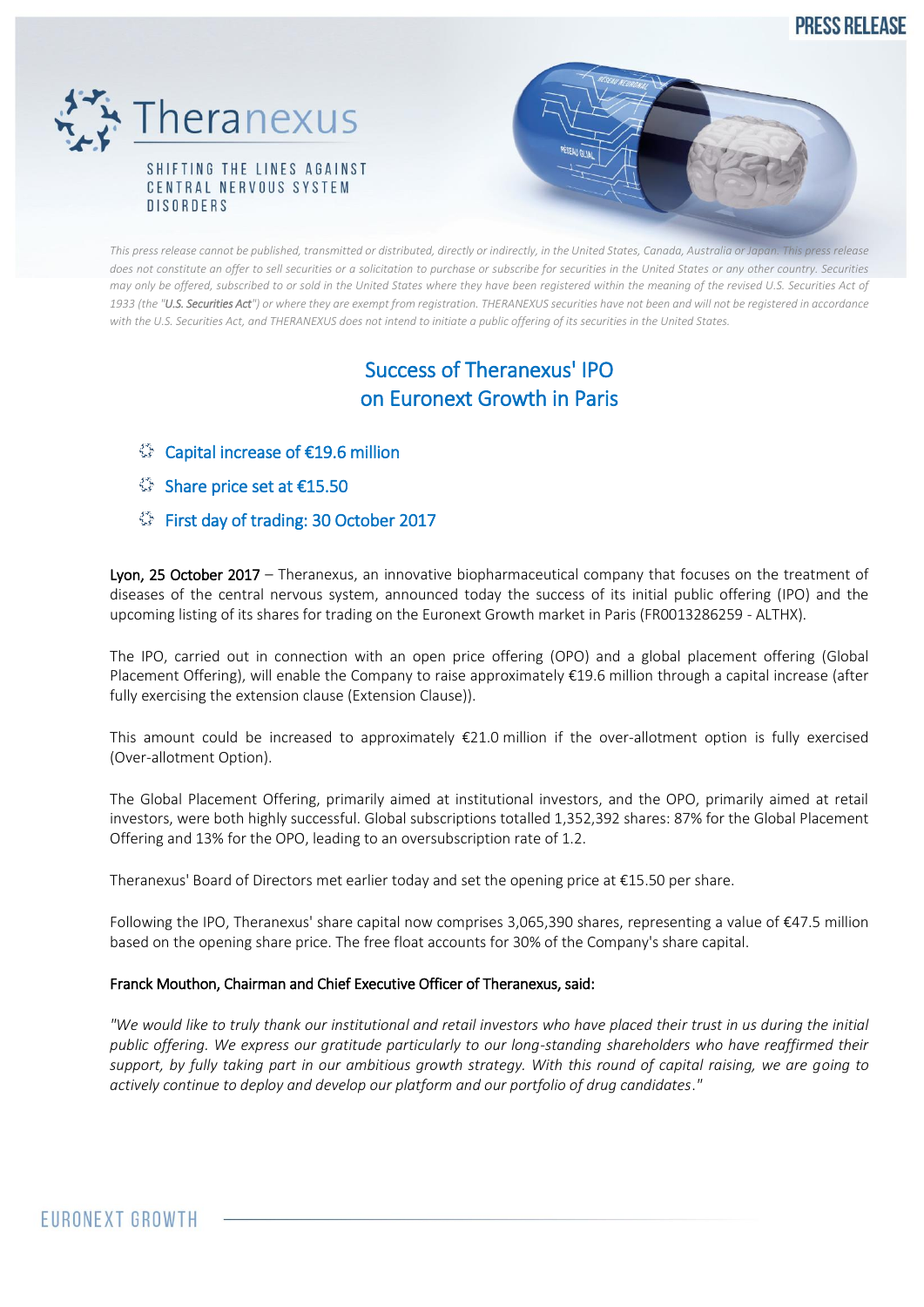PRESS RELEASE

Theranexus

SHIFTING THE LINES AGAINST CENTRAL NERVOUS SYSTEM DISORDERS

*This press release cannot be published, transmitted or distributed, directly or indirectly, in the United States, Canada, Australia or Japan. This press release does not constitute an offer to sell securities or a solicitation to purchase or subscribe for securities in the United States or any other country. Securities may only be offered, subscribed to or sold in the United States where they have been registered within the meaning of the revised U.S. Securities Act of 1933 (the "**U.S. Securities Act**") or where they are exempt from registration. THERANEXUS securities have not been and will not be registered in accordance with the U.S. Securities Act, and THERANEXUS does not intend to initiate a public offering of its securities in the United States.*

# Success of Theranexus' IPO on Euronext Growth in Paris

- Capital increase of €19.6 million
- Share price set at €15.50
- First day of trading: 30 October 2017

**Lyon, 25 October 2017** – Theranexus, an innovative biopharmaceutical company that focuses on the treatment of diseases of the central nervous system, announced today the success of its initial public offering (IPO) and the upcoming listing of its shares for trading on the Euronext Growth market in Paris (FR0013286259 - ALTHX).

The IPO, carried out in connection with an open price offering (OPO) and a global placement offering (Global Placement Offering), will enable the Company to raise approximately €19.6 million through a capital increase (after fully exercising the extension clause (Extension Clause)).

This amount could be increased to approximately €21.0 million if the over-allotment option is fully exercised (Over-allotment Option).

The Global Placement Offering, primarily aimed at institutional investors, and the OPO, primarily aimed at retail investors, were both highly successful. Global subscriptions totalled 1,352,392 shares: 87% for the Global Placement Offering and 13% for the OPO, leading to an oversubscription rate of 1.2.

Theranexus' Board of Directors met earlier today and set the opening price at €15.50 per share.

Following the IPO, Theranexus' share capital now comprises 3,065,390 shares, representing a value of €47.5 million based on the opening share price. The free float accounts for 30% of the Company's share capital.

**Franck Mouthon, Chairman and Chief Executive Officer of Theranexus, said:**

*"We would like to truly thank our institutional and retail investors who have placed their trust in us during the initial public offering. We express our gratitude particularly to our long-standing shareholders who have reaffirmed their support, by fully taking part in our ambitious growth strategy. With this round of capital raising, we are going to actively continue to deploy and develop our platform and our portfolio of drug candidates."*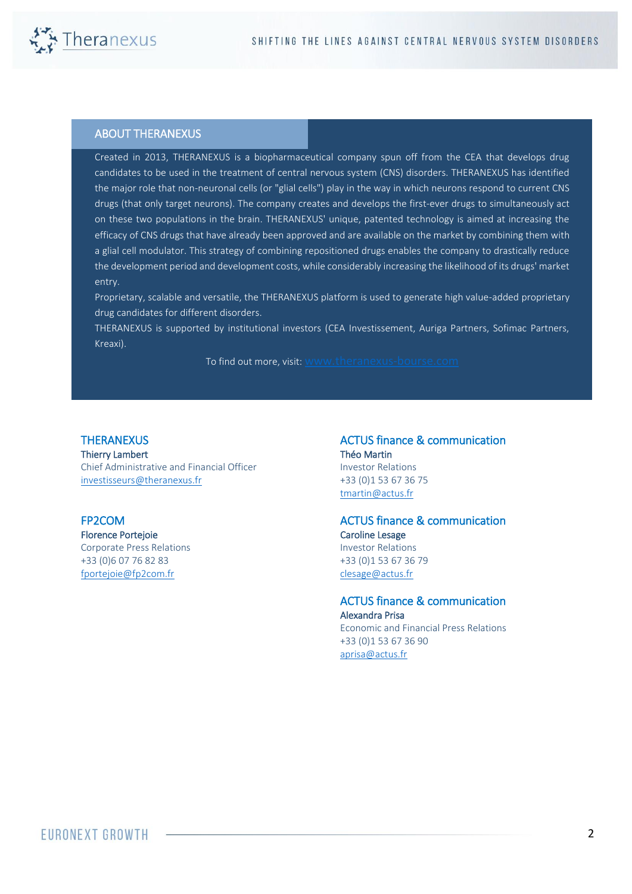## ABOUT THERANEXUS

Created in 2013, THERANEXUS is a biopharmaceutical company spun off from the CEA that develops drug candidates to be used in the treatment of central nervous system (CNS) disorders. THERANEXUS has identified the major role that non-neuronal cells (or "glial cells") play in the way in which neurons respond to current CNS drugs (that only target neurons). The company creates and develops the first-ever drugs to simultaneously act on these two populations in the brain. THERANEXUS' unique, patented technology is aimed at increasing the efficacy of CNS drugs that have already been approved and are available on the market by combining them with a glial cell modulator. This strategy of combining repositioned drugs enables the company to drastically reduce the development period and development costs, while considerably increasing the likelihood of its drugs' market entry.

Proprietary, scalable and versatile, the THERANEXUS platform is used to generate high value-added proprietary drug candidates for different disorders.

THERANEXUS is supported by institutional investors (CEA Investissement, Auriga Partners, Sofimac Partners, Kreaxi).

To find out more, visit: www.theranexus-bourse.com

**THERANEXUS**
**Thierry Lambert**
Chief Administrative and Financial Officer
investisseurs@theranexus.fr

**FP2COM**
**Florence Portejoie**
Corporate Press Relations
+33 (0)6 07 76 82 83
fportejoie@fp2com.fr

**ACTUS finance & communication**
**Théo Martin**
Investor Relations
+33 (0)1 53 67 36 75
tmartin@actus.fr

**ACTUS finance & communication**
**Caroline Lesage**
Investor Relations
+33 (0)1 53 67 36 79
clesage@actus.fr

**ACTUS finance & communication**
**Alexandra Prisa**
Economic and Financial Press Relations
+33 (0)1 53 67 36 90
aprisa@actus.fr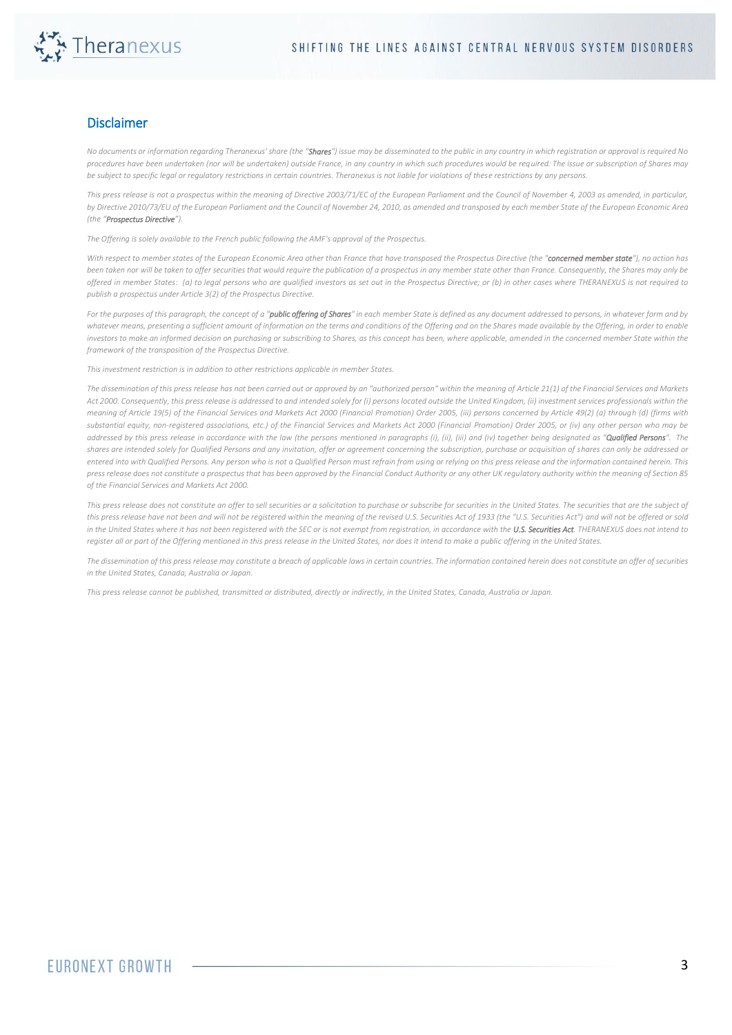## Disclaimer

*No documents or information regarding Theranexus' share (the "**Shares**") issue may be disseminated to the public in any country in which registration or approval is required No procedures have been undertaken (nor will be undertaken) outside France, in any country in which such procedures would be required. The issue or subscription of Shares may be subject to specific legal or regulatory restrictions in certain countries. Theranexus is not liable for violations of these restrictions by any persons.*

*This press release is not a prospectus within the meaning of Directive 2003/71/EC of the European Parliament and the Council of November 4, 2003 as amended, in particular, by Directive 2010/73/EU of the European Parliament and the Council of November 24, 2010, as amended and transposed by each member State of the European Economic Area (the "**Prospectus Directive**").*

*The Offering is solely available to the French public following the AMF's approval of the Prospectus.*

*With respect to member states of the European Economic Area other than France that have transposed the Prospectus Directive (the "**concerned member state**"), no action has been taken nor will be taken to offer securities that would require the publication of a prospectus in any member state other than France. Consequently, the Shares may only be offered in member States: (a) to legal persons who are qualified investors as set out in the Prospectus Directive; or (b) in other cases where THERANEXUS is not required to publish a prospectus under Article 3(2) of the Prospectus Directive.*

*For the purposes of this paragraph, the concept of a "**public offering of Shares**" in each member State is defined as any document addressed to persons, in whatever form and by whatever means, presenting a sufficient amount of information on the terms and conditions of the Offering and on the Shares made available by the Offering, in order to enable investors to make an informed decision on purchasing or subscribing to Shares, as this concept has been, where applicable, amended in the concerned member State within the framework of the transposition of the Prospectus Directive.*

*This investment restriction is in addition to other restrictions applicable in member States.*

*The dissemination of this press release has not been carried out or approved by an "authorized person" within the meaning of Article 21(1) of the Financial Services and Markets Act 2000. Consequently, this press release is addressed to and intended solely for (i) persons located outside the United Kingdom, (ii) investment services professionals within the meaning of Article 19(5) of the Financial Services and Markets Act 2000 (Financial Promotion) Order 2005, (iii) persons concerned by Article 49(2) (a) through (d) (firms with substantial equity, non-registered associations, etc.) of the Financial Services and Markets Act 2000 (Financial Promotion) Order 2005, or (iv) any other person who may be addressed by this press release in accordance with the law (the persons mentioned in paragraphs (i), (ii), (iii) and (iv) together being designated as "**Qualified Persons**". The shares are intended solely for Qualified Persons and any invitation, offer or agreement concerning the subscription, purchase or acquisition of shares can only be addressed or entered into with Qualified Persons. Any person who is not a Qualified Person must refrain from using or relying on this press release and the information contained herein. This press release does not constitute a prospectus that has been approved by the Financial Conduct Authority or any other UK regulatory authority within the meaning of Section 85 of the Financial Services and Markets Act 2000.*

*This press release does not constitute an offer to sell securities or a solicitation to purchase or subscribe for securities in the United States. The securities that are the subject of this press release have not been and will not be registered within the meaning of the revised U.S. Securities Act of 1933 (the "U.S. Securities Act") and will not be offered or sold in the United States where it has not been registered with the SEC or is not exempt from registration, in accordance with the **U.S. Securities Act**. THERANEXUS does not intend to register all or part of the Offering mentioned in this press release in the United States, nor does it intend to make a public offering in the United States.*

*The dissemination of this press release may constitute a breach of applicable laws in certain countries. The information contained herein does not constitute an offer of securities in the United States, Canada, Australia or Japan.*

*This press release cannot be published, transmitted or distributed, directly or indirectly, in the United States, Canada, Australia or Japan.*